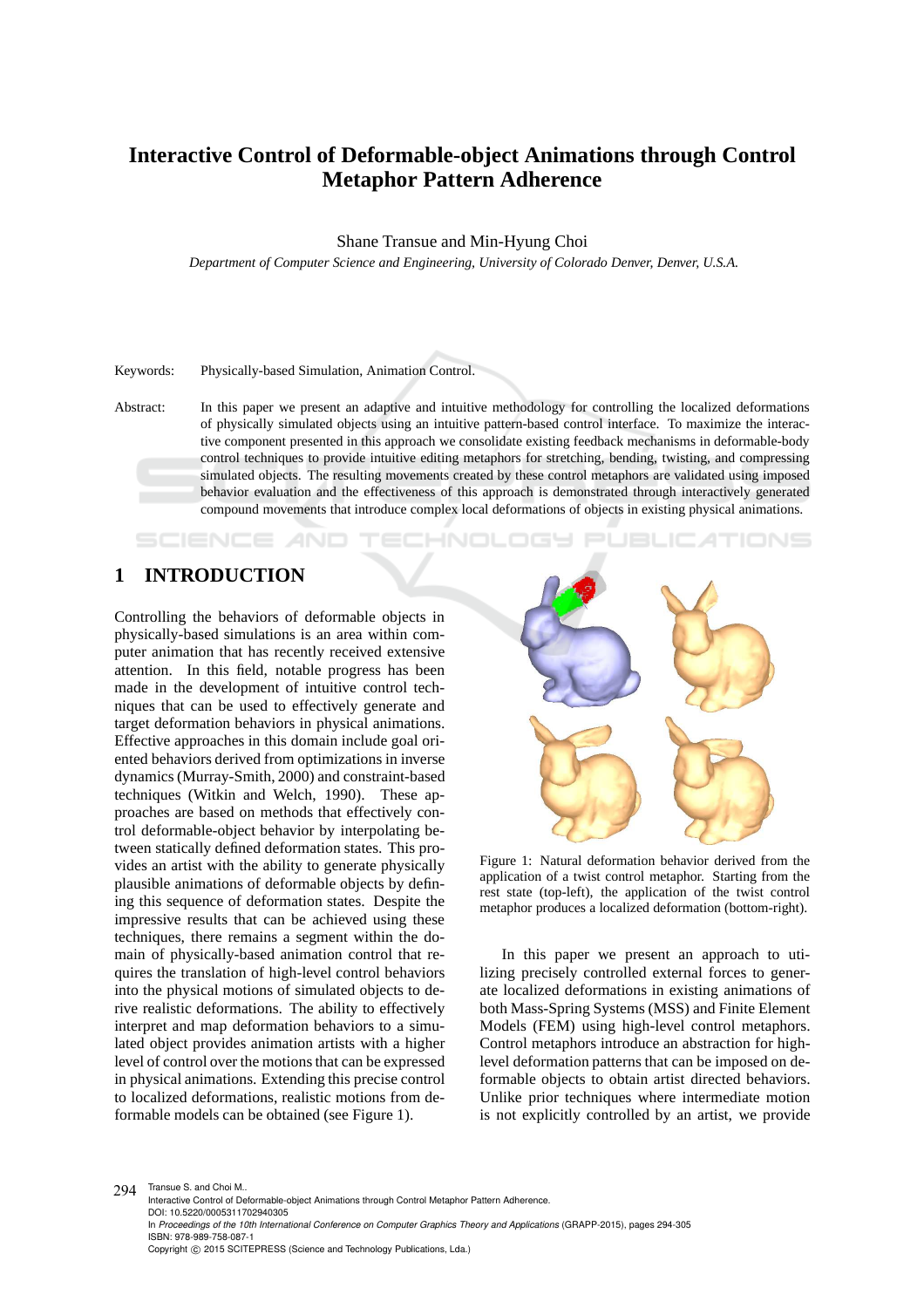# Interactive Control of Deformable-object Animations through Control Metaphor Pattern Adherence

Shane Transue and Min-Hyung Choi

*Department of Computer Science and Engineering, University of Colorado Denver, Denver, U.S.A.*

Keywords: Physically-based Simulation, Animation Control.

Abstract: In this paper we present an adaptive and intuitive methodology for controlling the localized deformations of physically simulated objects using an intuitive pattern-based control interface. To maximize the interactive component presented in this approach we consolidate existing feedback mechanisms in deformable-body control techniques to provide intuitive editing metaphors for stretching, bending, twisting, and compressing simulated objects. The resulting movements created by these control metaphors are validated using imposed behavior evaluation and the effectiveness of this approach is demonstrated through interactively generated compound movements that introduce complex local deformations of objects in existing physical animations.

## 1 INTRODUCTION

Controlling the behaviors of deformable objects in physically-based simulations is an area within computer animation that has recently received extensive attention. In this field, notable progress has been made in the development of intuitive control techniques that can be used to effectively generate and target deformation behaviors in physical animations. Effective approaches in this domain include goal oriented behaviors derived from optimizations in inverse dynamics (Murray-Smith, 2000) and constraint-based techniques (Witkin and Welch, 1990). These approaches are based on methods that effectively control deformable-object behavior by interpolating between statically defined deformation states. This provides an artist with the ability to generate physically plausible animations of deformable objects by defining this sequence of deformation states. Despite the impressive results that can be achieved using these techniques, there remains a segment within the domain of physically-based animation control that requires the translation of high-level control behaviors into the physical motions of simulated objects to derive realistic deformations. The ability to effectively interpret and map deformation behaviors to a simulated object provides animation artists with a higher level of control over the motions that can be expressed in physical animations. Extending this precise control to localized deformations, realistic motions from deformable models can be obtained (see Figure 1).

Figure 1: Natural deformation behavior derived from the application of a twist control metaphor. Starting from the rest state (top-left), the application of the twist control metaphor produces a localized deformation (bottom-right).

In this paper we present an approach to utilizing precisely controlled external forces to generate localized deformations in existing animations of both Mass-Spring Systems (MSS) and Finite Element Models (FEM) using high-level control metaphors. Control metaphors introduce an abstraction for high-level deformation patterns that can be imposed on deformable objects to obtain artist directed behaviors. Unlike prior techniques where intermediate motion is not explicitly controlled by an artist, we provide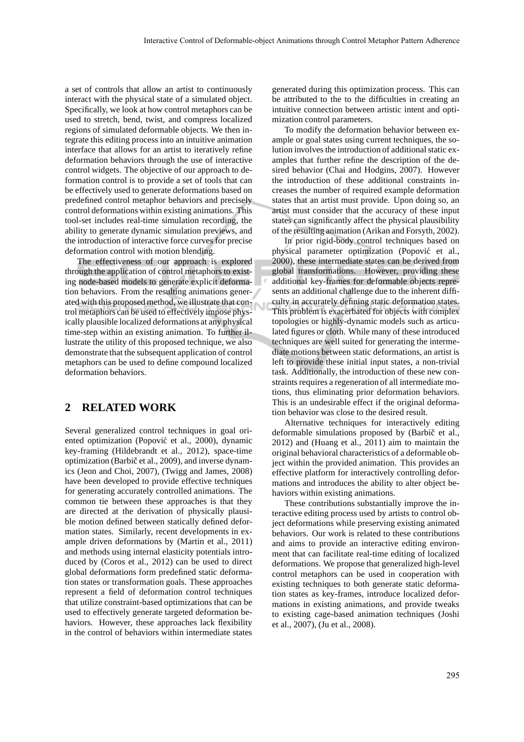a set of controls that allow an artist to continuously interact with the physical state of a simulated object. Specifically, we look at how control metaphors can be used to stretch, bend, twist, and compress localized regions of simulated deformable objects. We then integrate this editing process into an intuitive animation interface that allows for an artist to iteratively refine deformation behaviors through the use of interactive control widgets. The objective of our approach to deformation control is to provide a set of tools that can be effectively used to generate deformations based on predefined control metaphor behaviors and precisely control deformations within existing animations. This tool-set includes real-time simulation recording, the ability to generate dynamic simulation previews, and the introduction of interactive force curves for precise deformation control with motion blending.

The effectiveness of our approach is explored through the application of control metaphors to existing node-based models to generate explicit deformation behaviors. From the resulting animations generated with this proposed method, we illustrate that control metaphors can be used to effectively impose physically plausible localized deformations at any physical time-step within an existing animation. To further illustrate the utility of this proposed technique, we also demonstrate that the subsequent application of control metaphors can be used to define compound localized deformation behaviors.

## 2 RELATED WORK

Several generalized control techniques in goal oriented optimization (Popović et al., 2000), dynamic key-framing (Hildebrandt et al., 2012), space-time optimization (Barbič et al., 2009), and inverse dynamics (Jeon and Choi, 2007), (Twigg and James, 2008) have been developed to provide effective techniques for generating accurately controlled animations. The common tie between these approaches is that they are directed at the derivation of physically plausible motion defined between statically defined deformation states. Similarly, recent developments in example driven deformations by (Martin et al., 2011) and methods using internal elasticity potentials introduced by (Coros et al., 2012) can be used to direct global deformations form predefined static deformation states or transformation goals. These approaches represent a field of deformation control techniques that utilize constraint-based optimizations that can be used to effectively generate targeted deformation behaviors. However, these approaches lack flexibility in the control of behaviors within intermediate states generated during this optimization process. This can be attributed to the to the difficulties in creating an intuitive connection between artistic intent and optimization control parameters.

To modify the deformation behavior between example or goal states using current techniques, the solution involves the introduction of additional static examples that further refine the description of the desired behavior (Chai and Hodgins, 2007). However the introduction of these additional constraints increases the number of required example deformation states that an artist must provide. Upon doing so, an artist must consider that the accuracy of these input states can significantly affect the physical plausibility of the resulting animation (Arikan and Forsyth, 2002).

In prior rigid-body control techniques based on physical parameter optimization (Popović et al., 2000), these intermediate states can be derived from global transformations. However, providing these additional key-frames for deformable objects represents an additional challenge due to the inherent difficulty in accurately defining static deformation states. This problem is exacerbated for objects with complex topologies or highly-dynamic models such as articulated figures or cloth. While many of these introduced techniques are well suited for generating the intermediate motions between static deformations, an artist is left to provide these initial input states, a non-trivial task. Additionally, the introduction of these new constraints requires a regeneration of all intermediate motions, thus eliminating prior deformation behaviors. This is an undesirable effect if the original deformation behavior was close to the desired result.

Alternative techniques for interactively editing deformable simulations proposed by (Barbič et al., 2012) and (Huang et al., 2011) aim to maintain the original behavioral characteristics of a deformable object within the provided animation. This provides an effective platform for interactively controlling deformations and introduces the ability to alter object behaviors within existing animations.

These contributions substantially improve the interactive editing process used by artists to control object deformations while preserving existing animated behaviors. Our work is related to these contributions and aims to provide an interactive editing environment that can facilitate real-time editing of localized deformations. We propose that generalized high-level control metaphors can be used in cooperation with existing techniques to both generate static deformation states as key-frames, introduce localized deformations in existing animations, and provide tweaks to existing cage-based animation techniques (Joshi et al., 2007), (Ju et al., 2008).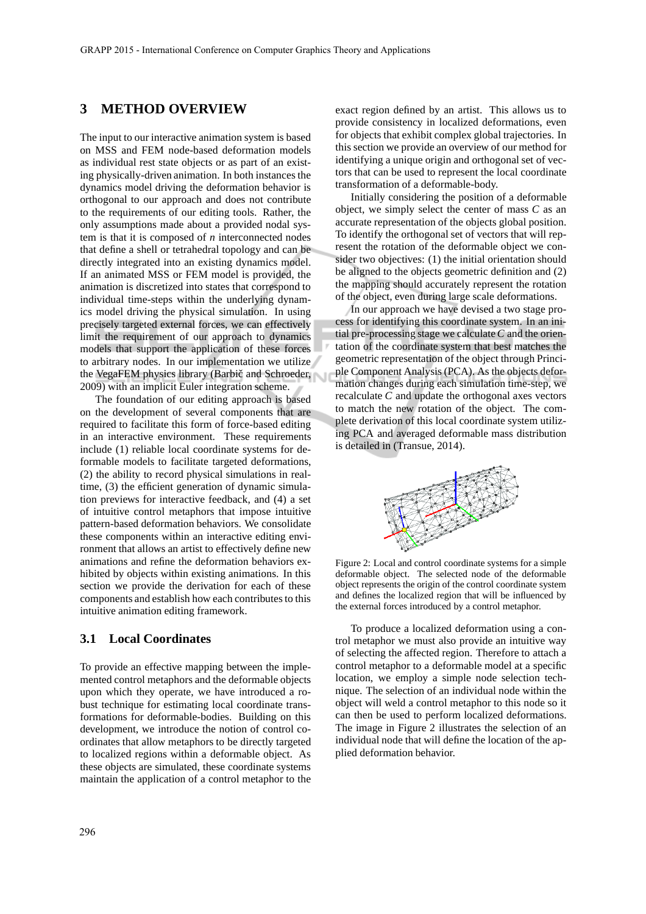## 3 METHOD OVERVIEW

The input to our interactive animation system is based on MSS and FEM node-based deformation models as individual rest state objects or as part of an existing physically-driven animation. In both instances the dynamics model driving the deformation behavior is orthogonal to our approach and does not contribute to the requirements of our editing tools. Rather, the only assumptions made about a provided nodal system is that it is composed of $n$ interconnected nodes that define a shell or tetrahedral topology and can be directly integrated into an existing dynamics model. If an animated MSS or FEM model is provided, the animation is discretized into states that correspond to individual time-steps within the underlying dynamics model driving the physical simulation. In using precisely targeted external forces, we can effectively limit the requirement of our approach to dynamics models that support the application of these forces to arbitrary nodes. In our implementation we utilize the VegaFEM physics library (Barbič and Schroeder, 2009) with an implicit Euler integration scheme.

The foundation of our editing approach is based on the development of several components that are required to facilitate this form of force-based editing in an interactive environment. These requirements include (1) reliable local coordinate systems for deformable models to facilitate targeted deformations, (2) the ability to record physical simulations in real-time, (3) the efficient generation of dynamic simulation previews for interactive feedback, and (4) a set of intuitive control metaphors that impose intuitive pattern-based deformation behaviors. We consolidate these components within an interactive editing environment that allows an artist to effectively define new animations and refine the deformation behaviors exhibited by objects within existing animations. In this section we provide the derivation for each of these components and establish how each contributes to this intuitive animation editing framework.

### 3.1 Local Coordinates

To provide an effective mapping between the implemented control metaphors and the deformable objects upon which they operate, we have introduced a robust technique for estimating local coordinate transformations for deformable-bodies. Building on this development, we introduce the notion of control coordinates that allow metaphors to be directly targeted to localized regions within a deformable object. As these objects are simulated, these coordinate systems maintain the application of a control metaphor to the exact region defined by an artist. This allows us to provide consistency in localized deformations, even for objects that exhibit complex global trajectories. In this section we provide an overview of our method for identifying a unique origin and orthogonal set of vectors that can be used to represent the local coordinate transformation of a deformable-body.

Initially considering the position of a deformable object, we simply select the center of mass $C$ as an accurate representation of the objects global position. To identify the orthogonal set of vectors that will represent the rotation of the deformable object we consider two objectives: (1) the initial orientation should be aligned to the objects geometric definition and (2) the mapping should accurately represent the rotation of the object, even during large scale deformations.

In our approach we have devised a two stage process for identifying this coordinate system. In an initial pre-processing stage we calculate $C$ and the orientation of the coordinate system that best matches the geometric representation of the object through Principle Component Analysis (PCA). As the objects deformation changes during each simulation time-step, we recalculate $C$ and update the orthogonal axes vectors to match the new rotation of the object. The complete derivation of this local coordinate system utilizing PCA and averaged deformable mass distribution is detailed in (Transue, 2014).

Figure 2: Local and control coordinate systems for a simple deformable object. The selected node of the deformable object represents the origin of the control coordinate system and defines the localized region that will be influenced by the external forces introduced by a control metaphor.

To produce a localized deformation using a control metaphor we must also provide an intuitive way of selecting the affected region. Therefore to attach a control metaphor to a deformable model at a specific location, we employ a simple node selection technique. The selection of an individual node within the object will weld a control metaphor to this node so it can then be used to perform localized deformations. The image in Figure 2 illustrates the selection of an individual node that will define the location of the applied deformation behavior.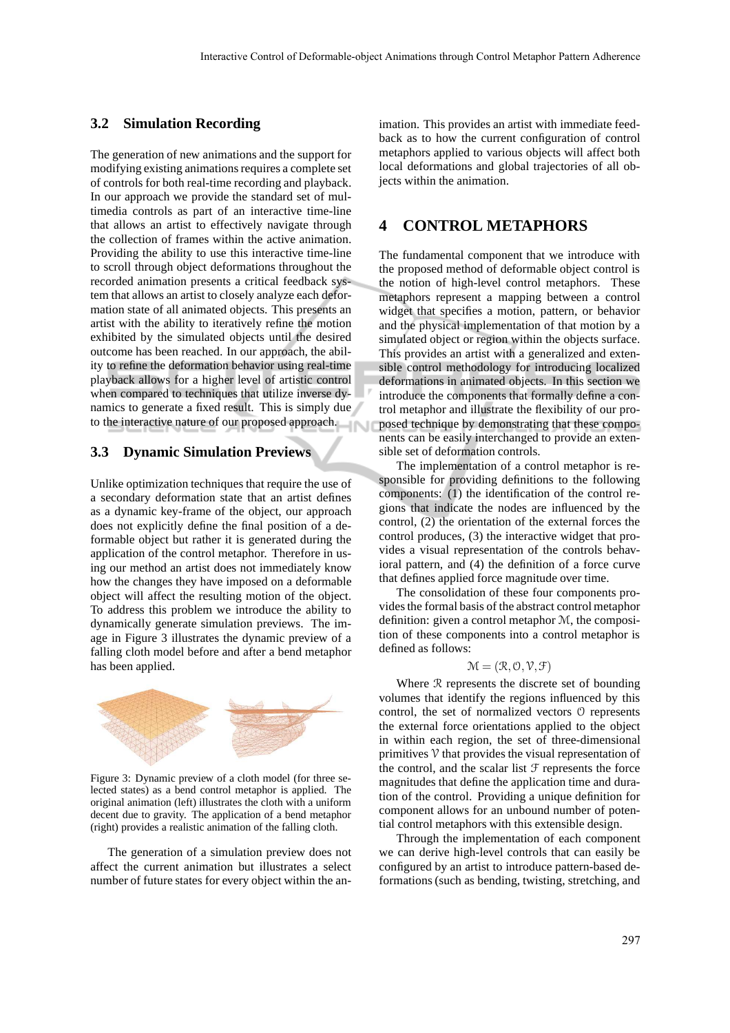### 3.2 Simulation Recording

The generation of new animations and the support for modifying existing animations requires a complete set of controls for both real-time recording and playback. In our approach we provide the standard set of multimedia controls as part of an interactive time-line that allows an artist to effectively navigate through the collection of frames within the active animation. Providing the ability to use this interactive time-line to scroll through object deformations throughout the recorded animation presents a critical feedback system that allows an artist to closely analyze each deformation state of all animated objects. This presents an artist with the ability to iteratively refine the motion exhibited by the simulated objects until the desired outcome has been reached. In our approach, the ability to refine the deformation behavior using real-time playback allows for a higher level of artistic control when compared to techniques that utilize inverse dynamics to generate a fixed result. This is simply due to the interactive nature of our proposed approach.

### 3.3 Dynamic Simulation Previews

Unlike optimization techniques that require the use of a secondary deformation state that an artist defines as a dynamic key-frame of the object, our approach does not explicitly define the final position of a deformable object but rather it is generated during the application of the control metaphor. Therefore in using our method an artist does not immediately know how the changes they have imposed on a deformable object will affect the resulting motion of the object. To address this problem we introduce the ability to dynamically generate simulation previews. The image in Figure 3 illustrates the dynamic preview of a falling cloth model before and after a bend metaphor has been applied.

Figure 3: Dynamic preview of a cloth model (for three selected states) as a bend control metaphor is applied. The original animation (left) illustrates the cloth with a uniform decent due to gravity. The application of a bend metaphor (right) provides a realistic animation of the falling cloth.

The generation of a simulation preview does not affect the current animation but illustrates a select number of future states for every object within the animation. This provides an artist with immediate feedback as to how the current configuration of control metaphors applied to various objects will affect both local deformations and global trajectories of all objects within the animation.

## 4 CONTROL METAPHORS

The fundamental component that we introduce with the proposed method of deformable object control is the notion of high-level control metaphors. These metaphors represent a mapping between a control widget that specifies a motion, pattern, or behavior and the physical implementation of that motion by a simulated object or region within the objects surface. This provides an artist with a generalized and extensible control methodology for introducing localized deformations in animated objects. In this section we introduce the components that formally define a control metaphor and illustrate the flexibility of our proposed technique by demonstrating that these components can be easily interchanged to provide an extensible set of deformation controls.

The implementation of a control metaphor is responsible for providing definitions to the following components: (1) the identification of the control regions that indicate the nodes are influenced by the control, (2) the orientation of the external forces the control produces, (3) the interactive widget that provides a visual representation of the controls behavioral pattern, and (4) the definition of a force curve that defines applied force magnitude over time.

The consolidation of these four components provides the formal basis of the abstract control metaphor definition: given a control metaphor $\mathcal{M}$, the composition of these components into a control metaphor is defined as follows:

$$\mathcal{M} = (\mathcal{R}, \mathcal{O}, \mathcal{V}, \mathcal{F})$$

Where $\mathcal{R}$ represents the discrete set of bounding volumes that identify the regions influenced by this control, the set of normalized vectors $\mathcal{O}$ represents the external force orientations applied to the object in within each region, the set of three-dimensional primitives $\mathcal{V}$ that provides the visual representation of the control, and the scalar list $\mathcal{F}$ represents the force magnitudes that define the application time and duration of the control. Providing a unique definition for component allows for an unbound number of potential control metaphors with this extensible design.

Through the implementation of each component we can derive high-level controls that can easily be configured by an artist to introduce pattern-based deformations (such as bending, twisting, stretching, and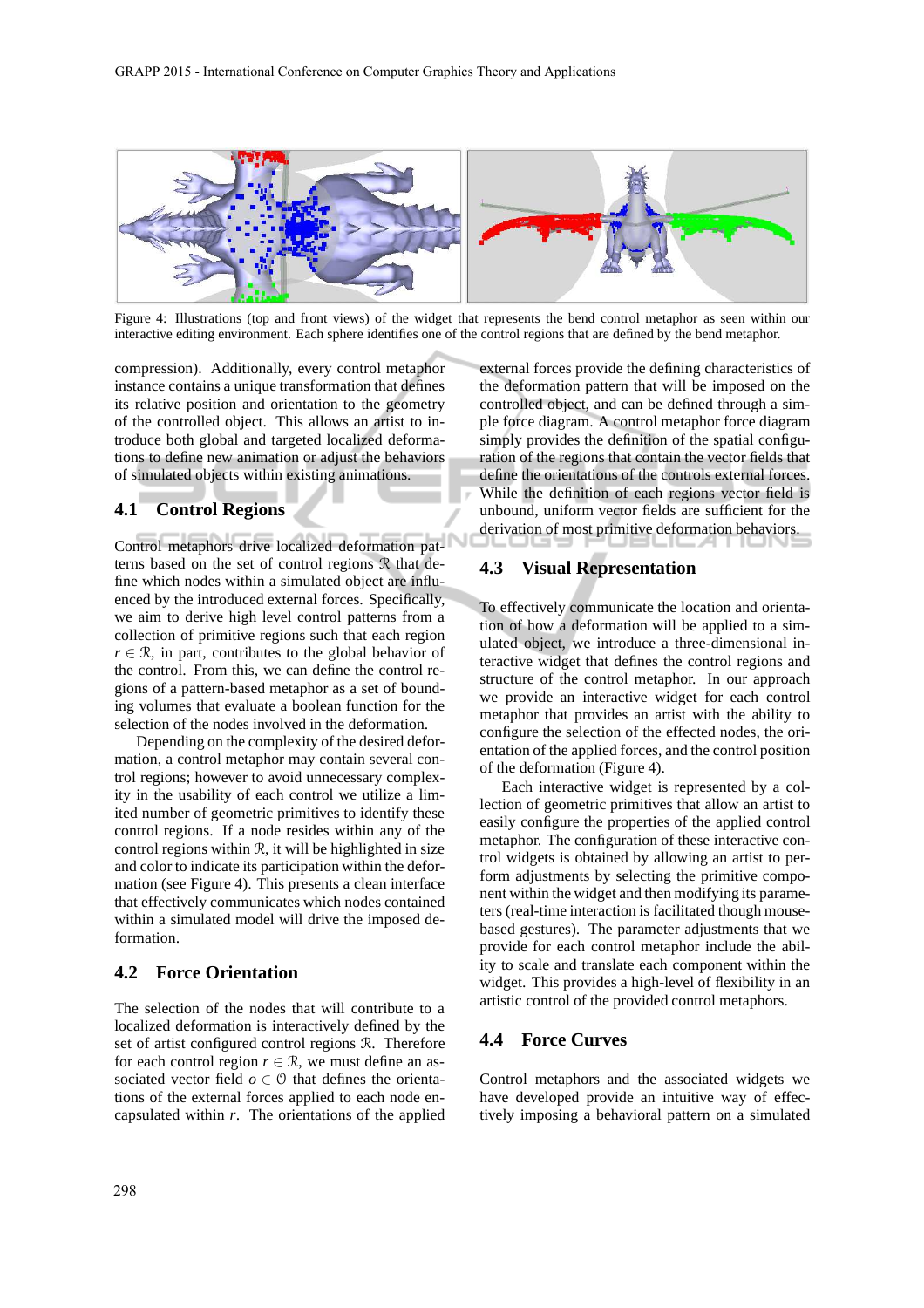Figure 4: Illustrations (top and front views) of the widget that represents the bend control metaphor as seen within our interactive editing environment. Each sphere identifies one of the control regions that are defined by the bend metaphor.

compression). Additionally, every control metaphor instance contains a unique transformation that defines its relative position and orientation to the geometry of the controlled object. This allows an artist to introduce both global and targeted localized deformations to define new animation or adjust the behaviors of simulated objects within existing animations.

### 4.1 Control Regions

Control metaphors drive localized deformation patterns based on the set of control regions $\mathcal{R}$ that define which nodes within a simulated object are influenced by the introduced external forces. Specifically, we aim to derive high level control patterns from a collection of primitive regions such that each region $r \in \mathcal{R}$, in part, contributes to the global behavior of the control. From this, we can define the control regions of a pattern-based metaphor as a set of bounding volumes that evaluate a boolean function for the selection of the nodes involved in the deformation.

Depending on the complexity of the desired deformation, a control metaphor may contain several control regions; however to avoid unnecessary complexity in the usability of each control we utilize a limited number of geometric primitives to identify these control regions. If a node resides within any of the control regions within $\mathcal{R}$, it will be highlighted in size and color to indicate its participation within the deformation (see Figure 4). This presents a clean interface that effectively communicates which nodes contained within a simulated model will drive the imposed deformation.

### 4.2 Force Orientation

The selection of the nodes that will contribute to a localized deformation is interactively defined by the set of artist configured control regions $\mathcal{R}$. Therefore for each control region $r \in \mathcal{R}$, we must define an associated vector field $o \in \mathcal{O}$ that defines the orientations of the external forces applied to each node encapsulated within $r$. The orientations of the applied external forces provide the defining characteristics of the deformation pattern that will be imposed on the controlled object, and can be defined through a simple force diagram. A control metaphor force diagram simply provides the definition of the spatial configuration of the regions that contain the vector fields that define the orientations of the controls external forces. While the definition of each regions vector field is unbound, uniform vector fields are sufficient for the derivation of most primitive deformation behaviors.

### 4.3 Visual Representation

To effectively communicate the location and orientation of how a deformation will be applied to a simulated object, we introduce a three-dimensional interactive widget that defines the control regions and structure of the control metaphor. In our approach we provide an interactive widget for each control metaphor that provides an artist with the ability to configure the selection of the effected nodes, the orientation of the applied forces, and the control position of the deformation (Figure 4).

Each interactive widget is represented by a collection of geometric primitives that allow an artist to easily configure the properties of the applied control metaphor. The configuration of these interactive control widgets is obtained by allowing an artist to perform adjustments by selecting the primitive component within the widget and then modifying its parameters (real-time interaction is facilitated though mouse-based gestures). The parameter adjustments that we provide for each control metaphor include the ability to scale and translate each component within the widget. This provides a high-level of flexibility in an artistic control of the provided control metaphors.

### 4.4 Force Curves

Control metaphors and the associated widgets we have developed provide an intuitive way of effectively imposing a behavioral pattern on a simulated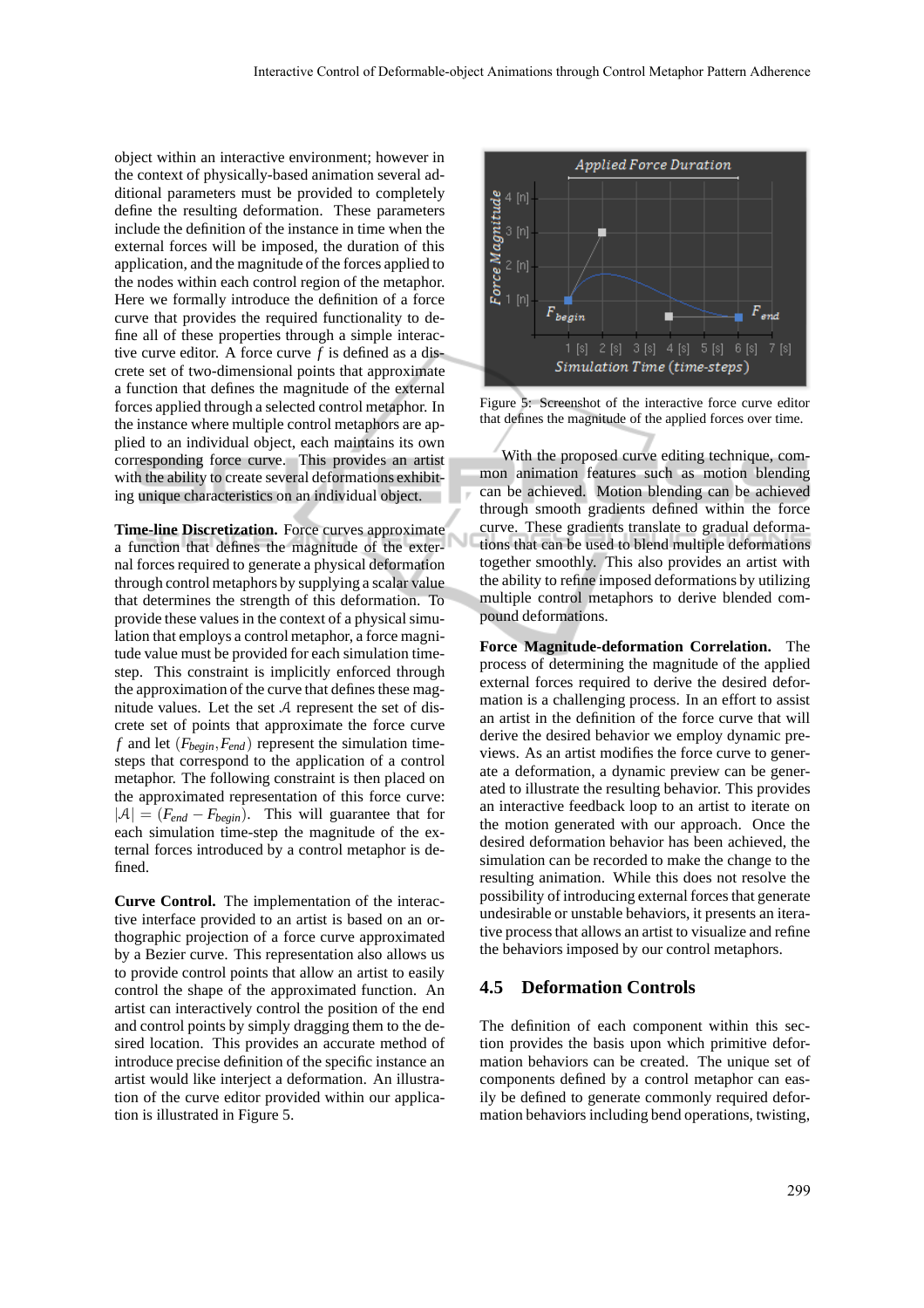object within an interactive environment; however in the context of physically-based animation several additional parameters must be provided to completely define the resulting deformation. These parameters include the definition of the instance in time when the external forces will be imposed, the duration of this application, and the magnitude of the forces applied to the nodes within each control region of the metaphor. Here we formally introduce the definition of a force curve that provides the required functionality to define all of these properties through a simple interactive curve editor. A force curve $f$ is defined as a discrete set of two-dimensional points that approximate a function that defines the magnitude of the external forces applied through a selected control metaphor. In the instance where multiple control metaphors are applied to an individual object, each maintains its own corresponding force curve. This provides an artist with the ability to create several deformations exhibiting unique characteristics on an individual object.

**Time-line Discretization.** Force curves approximate a function that defines the magnitude of the external forces required to generate a physical deformation through control metaphors by supplying a scalar value that determines the strength of this deformation. To provide these values in the context of a physical simulation that employs a control metaphor, a force magnitude value must be provided for each simulation time-step. This constraint is implicitly enforced through the approximation of the curve that defines these magnitude values. Let the set $\mathcal{A}$ represent the set of discrete set of points that approximate the force curve $f$ and let $(F_{begin}, F_{end})$ represent the simulation time-steps that correspond to the application of a control metaphor. The following constraint is then placed on the approximated representation of this force curve: $|\mathcal{A}| = (F_{end} - F_{begin})$. This will guarantee that for each simulation time-step the magnitude of the external forces introduced by a control metaphor is defined.

**Curve Control.** The implementation of the interactive interface provided to an artist is based on an orthographic projection of a force curve approximated by a Bezier curve. This representation also allows us to provide control points that allow an artist to easily control the shape of the approximated function. An artist can interactively control the position of the end and control points by simply dragging them to the desired location. This provides an accurate method of introduce precise definition of the specific instance an artist would like interject a deformation. An illustration of the curve editor provided within our application is illustrated in Figure 5.

Figure 5: Screenshot of the interactive force curve editor that defines the magnitude of the applied forces over time.

With the proposed curve editing technique, common animation features such as motion blending can be achieved. Motion blending can be achieved through smooth gradients defined within the force curve. These gradients translate to gradual deformations that can be used to blend multiple deformations together smoothly. This also provides an artist with the ability to refine imposed deformations by utilizing multiple control metaphors to derive blended compound deformations.

**Force Magnitude-deformation Correlation.** The process of determining the magnitude of the applied external forces required to derive the desired deformation is a challenging process. In an effort to assist an artist in the definition of the force curve that will derive the desired behavior we employ dynamic previews. As an artist modifies the force curve to generate a deformation, a dynamic preview can be generated to illustrate the resulting behavior. This provides an interactive feedback loop to an artist to iterate on the motion generated with our approach. Once the desired deformation behavior has been achieved, the simulation can be recorded to make the change to the resulting animation. While this does not resolve the possibility of introducing external forces that generate undesirable or unstable behaviors, it presents an iterative process that allows an artist to visualize and refine the behaviors imposed by our control metaphors.

## 4.5 Deformation Controls

The definition of each component within this section provides the basis upon which primitive deformation behaviors can be created. The unique set of components defined by a control metaphor can easily be defined to generate commonly required deformation behaviors including bend operations, twisting,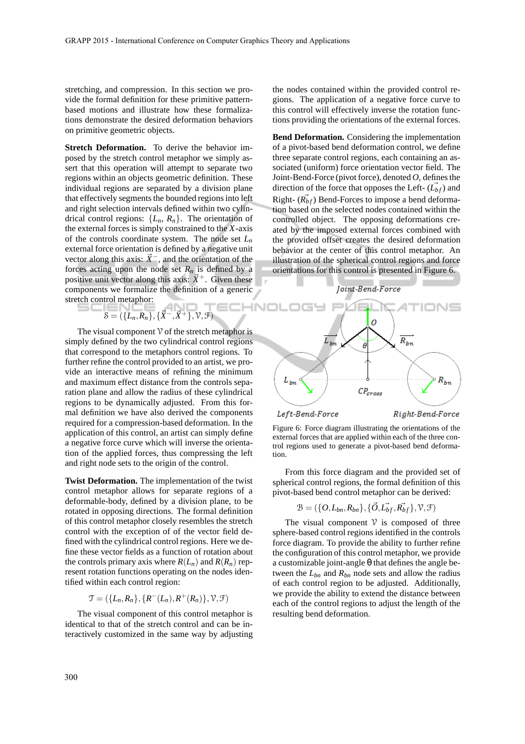stretching, and compression. In this section we provide the formal definition for these primitive pattern-based motions and illustrate how these formalizations demonstrate the desired deformation behaviors on primitive geometric objects.

**Stretch Deformation.** To derive the behavior imposed by the stretch control metaphor we simply assert that this operation will attempt to separate two regions within an objects geometric definition. These individual regions are separated by a division plane that effectively segments the bounded regions into left and right selection intervals defined within two cylindrical control regions: $\{L_n, R_n\}$. The orientation of the external forces is simply constrained to the $X$-axis of the controls coordinate system. The node set $L_n$ external force orientation is defined by a negative unit vector along this axis: $\vec{X}^-$, and the orientation of the forces acting upon the node set $R_n$ is defined by a positive unit vector along this axis: $\vec{X}^+$. Given these components we formalize the definition of a generic stretch control metaphor:

$$\mathcal{S} = (\{L_n, R_n\}, \{\vec{X}^-, \vec{X}^+\}, \mathcal{V}, \mathcal{F})$$

The visual component $\mathcal{V}$ of the stretch metaphor is simply defined by the two cylindrical control regions that correspond to the metaphors control regions. To further refine the control provided to an artist, we provide an interactive means of refining the minimum and maximum effect distance from the controls separation plane and allow the radius of these cylindrical regions to be dynamically adjusted. From this formal definition we have also derived the components required for a compression-based deformation. In the application of this control, an artist can simply define a negative force curve which will inverse the orientation of the applied forces, thus compressing the left and right node sets to the origin of the control.

**Twist Deformation.** The implementation of the twist control metaphor allows for separate regions of a deformable-body, defined by a division plane, to be rotated in opposing directions. The formal definition of this control metaphor closely resembles the stretch control with the exception of of the vector field defined with the cylindrical control regions. Here we define these vector fields as a function of rotation about the controls primary axis where $R(L_n)$ and $R(R_n)$ represent rotation functions operating on the nodes identified within each control region:

$$\mathcal{T} = (\{L_n, R_n\}, \{R^-(L_n), R^+(R_n)\}, \mathcal{V}, \mathcal{F})$$

The visual component of this control metaphor is identical to that of the stretch control and can be interactively customized in the same way by adjusting the nodes contained within the provided control regions. The application of a negative force curve to this control will effectively inverse the rotation functions providing the orientations of the external forces.

**Bend Deformation.** Considering the implementation of a pivot-based bend deformation control, we define three separate control regions, each containing an associated (uniform) force orientation vector field. The Joint-Bend-Force (pivot force), denoted $O$, defines the direction of the force that opposes the Left- ($\vec{L_{bf}}$) and Right- ($\vec{R_{bf}}$) Bend-Forces to impose a bend deformation based on the selected nodes contained within the controlled object. The opposing deformations created by the imposed external forces combined with the provided offset creates the desired deformation behavior at the center of this control metaphor. An illustration of the spherical control regions and force orientations for this control is presented in Figure 6.

Figure 6: Force diagram illustrating the orientations of the external forces that are applied within each of the three control regions used to generate a pivot-based bend deformation.

From this force diagram and the provided set of spherical control regions, the formal definition of this pivot-based bend control metaphor can be derived:

$$\mathcal{B} = (\{O, L_{bn}, R_{bn}\}, \{\vec{O}, \vec{L_{bf}}, \vec{R_{bf}}\}, \mathcal{V}, \mathcal{F})$$

The visual component $\mathcal{V}$ is composed of three sphere-based control regions identified in the controls force diagram. To provide the ability to further refine the configuration of this control metaphor, we provide a customizable joint-angle $\theta$ that defines the angle between the $L_{bn}$ and $R_{bn}$ node sets and allow the radius of each control region to be adjusted. Additionally, we provide the ability to extend the distance between each of the control regions to adjust the length of the resulting bend deformation.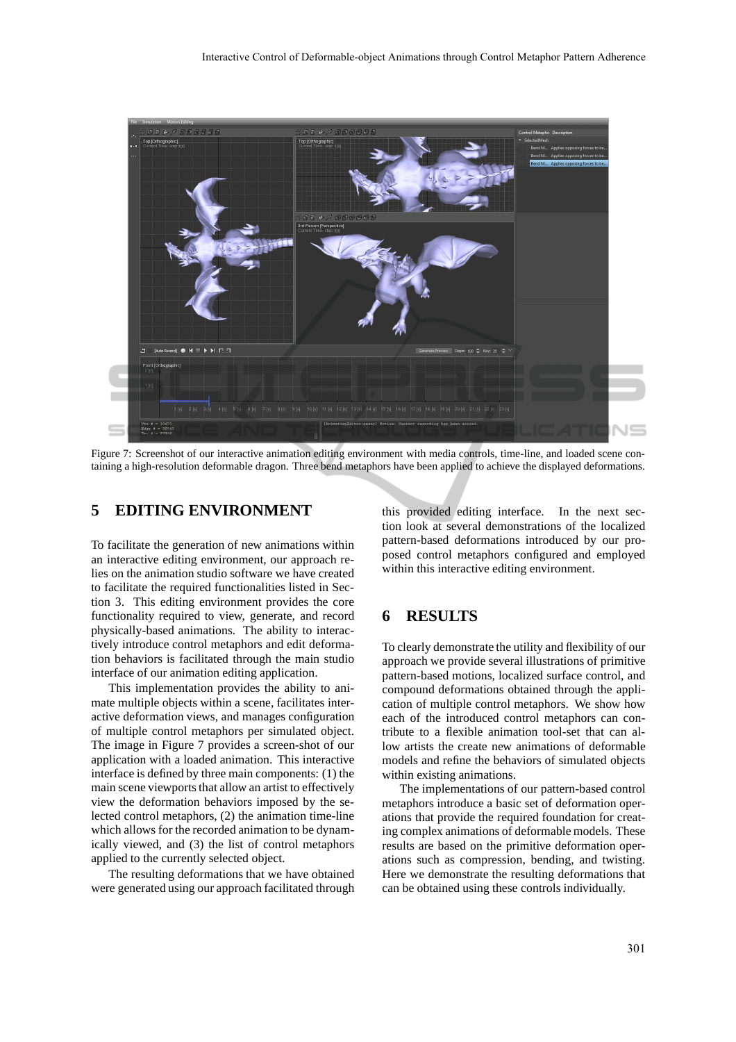Figure 7: Screenshot of our interactive animation editing environment with media controls, time-line, and loaded scene containing a high-resolution deformable dragon. Three bend metaphors have been applied to achieve the displayed deformations.

## 5 EDITING ENVIRONMENT

To facilitate the generation of new animations within an interactive editing environment, our approach relies on the animation studio software we have created to facilitate the required functionalities listed in Section 3. This editing environment provides the core functionality required to view, generate, and record physically-based animations. The ability to interactively introduce control metaphors and edit deformation behaviors is facilitated through the main studio interface of our animation editing application.

This implementation provides the ability to animate multiple objects within a scene, facilitates interactive deformation views, and manages configuration of multiple control metaphors per simulated object. The image in Figure 7 provides a screen-shot of our application with a loaded animation. This interactive interface is defined by three main components: (1) the main scene viewports that allow an artist to effectively view the deformation behaviors imposed by the selected control metaphors, (2) the animation time-line which allows for the recorded animation to be dynamically viewed, and (3) the list of control metaphors applied to the currently selected object.

The resulting deformations that we have obtained were generated using our approach facilitated through this provided editing interface. In the next section look at several demonstrations of the localized pattern-based deformations introduced by our proposed control metaphors configured and employed within this interactive editing environment.

## 6 RESULTS

To clearly demonstrate the utility and flexibility of our approach we provide several illustrations of primitive pattern-based motions, localized surface control, and compound deformations obtained through the application of multiple control metaphors. We show how each of the introduced control metaphors can contribute to a flexible animation tool-set that can allow artists the create new animations of deformable models and refine the behaviors of simulated objects within existing animations.

The implementations of our pattern-based control metaphors introduce a basic set of deformation operations that provide the required foundation for creating complex animations of deformable models. These results are based on the primitive deformation operations such as compression, bending, and twisting. Here we demonstrate the resulting deformations that can be obtained using these controls individually.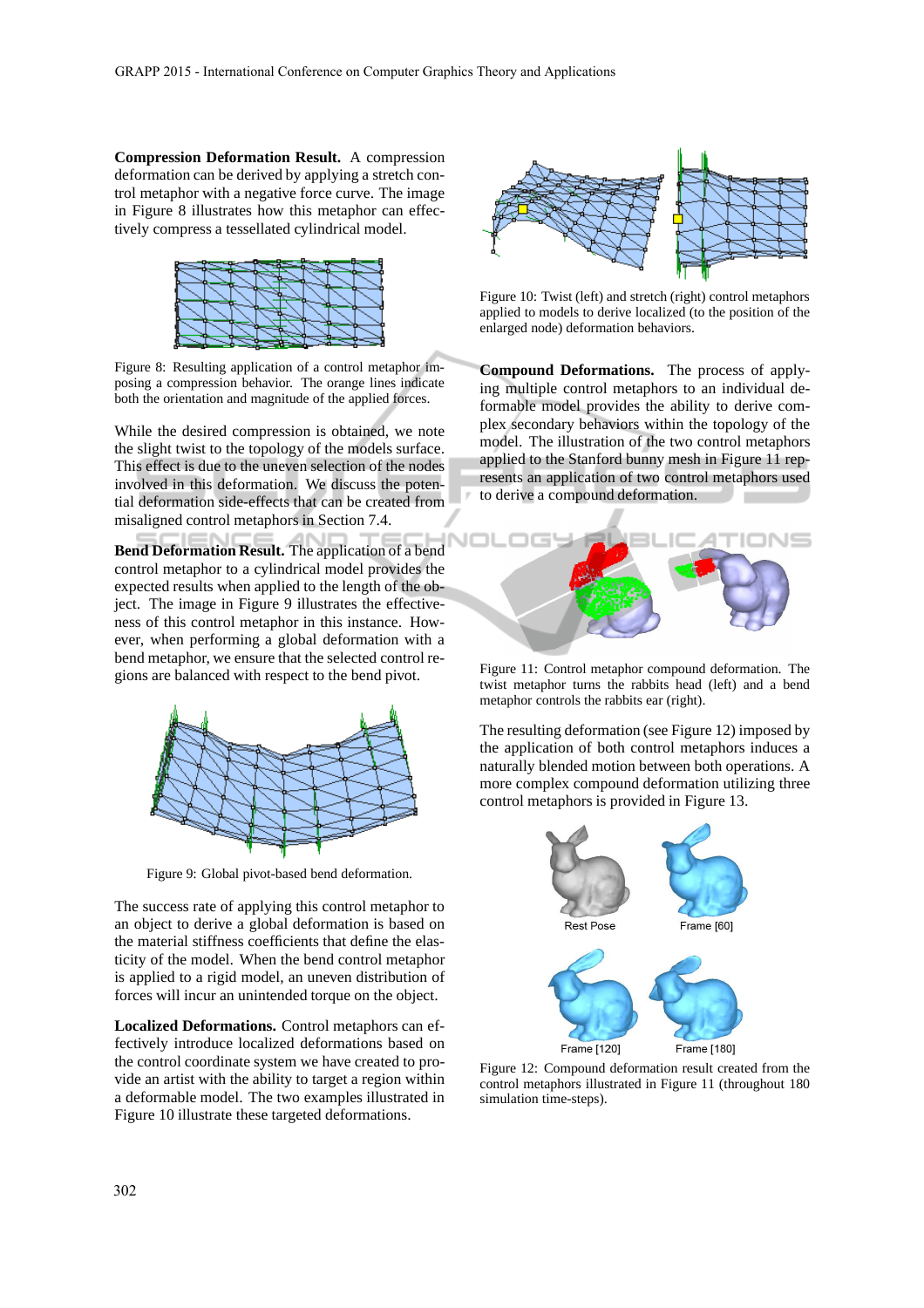**Compression Deformation Result.** A compression deformation can be derived by applying a stretch control metaphor with a negative force curve. The image in Figure 8 illustrates how this metaphor can effectively compress a tessellated cylindrical model.

Figure 8: Resulting application of a control metaphor imposing a compression behavior. The orange lines indicate both the orientation and magnitude of the applied forces.

While the desired compression is obtained, we note the slight twist to the topology of the models surface. This effect is due to the uneven selection of the nodes involved in this deformation. We discuss the potential deformation side-effects that can be created from misaligned control metaphors in Section 7.4.

**Bend Deformation Result.** The application of a bend control metaphor to a cylindrical model provides the expected results when applied to the length of the object. The image in Figure 9 illustrates the effectiveness of this control metaphor in this instance. However, when performing a global deformation with a bend metaphor, we ensure that the selected control regions are balanced with respect to the bend pivot.

Figure 9: Global pivot-based bend deformation.

The success rate of applying this control metaphor to an object to derive a global deformation is based on the material stiffness coefficients that define the elasticity of the model. When the bend control metaphor is applied to a rigid model, an uneven distribution of forces will incur an unintended torque on the object.

**Localized Deformations.** Control metaphors can effectively introduce localized deformations based on the control coordinate system we have created to provide an artist with the ability to target a region within a deformable model. The two examples illustrated in Figure 10 illustrate these targeted deformations.

Figure 10: Twist (left) and stretch (right) control metaphors applied to models to derive localized (to the position of the enlarged node) deformation behaviors.

**Compound Deformations.** The process of applying multiple control metaphors to an individual deformable model provides the ability to derive complex secondary behaviors within the topology of the model. The illustration of the two control metaphors applied to the Stanford bunny mesh in Figure 11 represents an application of two control metaphors used to derive a compound deformation.

Figure 11: Control metaphor compound deformation. The twist metaphor turns the rabbits head (left) and a bend metaphor controls the rabbits ear (right).

The resulting deformation (see Figure 12) imposed by the application of both control metaphors induces a naturally blended motion between both operations. A more complex compound deformation utilizing three control metaphors is provided in Figure 13.

Rest Pose Frame [60] Frame [120] Frame [180]

Figure 12: Compound deformation result created from the control metaphors illustrated in Figure 11 (throughout 180 simulation time-steps).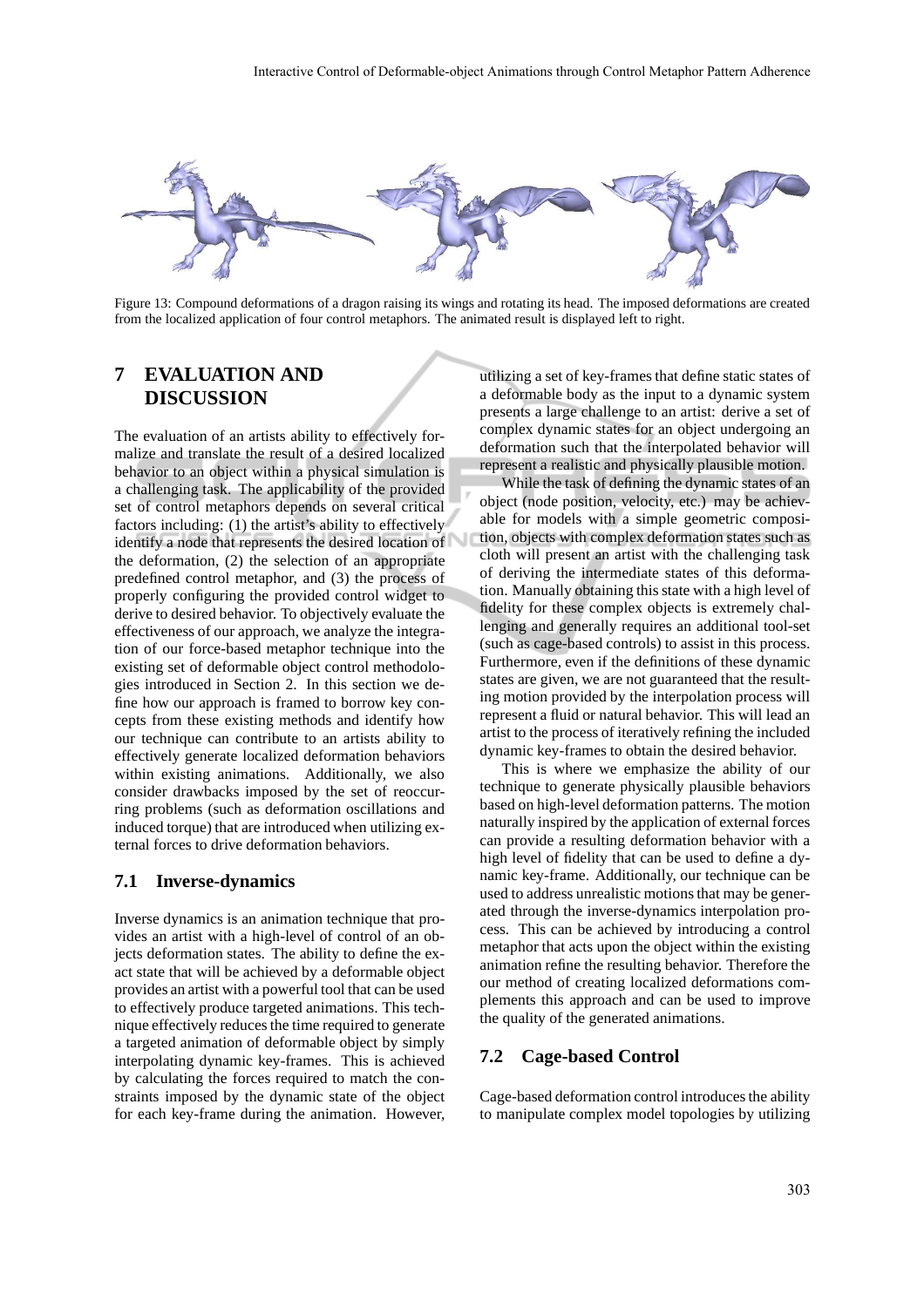Figure 13: Compound deformations of a dragon raising its wings and rotating its head. The imposed deformations are created from the localized application of four control metaphors. The animated result is displayed left to right.

# 7 EVALUATION AND DISCUSSION

The evaluation of an artists ability to effectively formalize and translate the result of a desired localized behavior to an object within a physical simulation is a challenging task. The applicability of the provided set of control metaphors depends on several critical factors including: (1) the artist's ability to effectively identify a node that represents the desired location of the deformation, (2) the selection of an appropriate predefined control metaphor, and (3) the process of properly configuring the provided control widget to derive to desired behavior. To objectively evaluate the effectiveness of our approach, we analyze the integration of our force-based metaphor technique into the existing set of deformable object control methodologies introduced in Section 2. In this section we define how our approach is framed to borrow key concepts from these existing methods and identify how our technique can contribute to an artists ability to effectively generate localized deformation behaviors within existing animations. Additionally, we also consider drawbacks imposed by the set of reoccurring problems (such as deformation oscillations and induced torque) that are introduced when utilizing external forces to drive deformation behaviors.

## 7.1 Inverse-dynamics

Inverse dynamics is an animation technique that provides an artist with a high-level of control of an objects deformation states. The ability to define the exact state that will be achieved by a deformable object provides an artist with a powerful tool that can be used to effectively produce targeted animations. This technique effectively reduces the time required to generate a targeted animation of deformable object by simply interpolating dynamic key-frames. This is achieved by calculating the forces required to match the constraints imposed by the dynamic state of the object for each key-frame during the animation. However, utilizing a set of key-frames that define static states of a deformable body as the input to a dynamic system presents a large challenge to an artist: derive a set of complex dynamic states for an object undergoing an deformation such that the interpolated behavior will represent a realistic and physically plausible motion.

While the task of defining the dynamic states of an object (node position, velocity, etc.) may be achievable for models with a simple geometric composition, objects with complex deformation states such as cloth will present an artist with the challenging task of deriving the intermediate states of this deformation. Manually obtaining this state with a high level of fidelity for these complex objects is extremely challenging and generally requires an additional tool-set (such as cage-based controls) to assist in this process. Furthermore, even if the definitions of these dynamic states are given, we are not guaranteed that the resulting motion provided by the interpolation process will represent a fluid or natural behavior. This will lead an artist to the process of iteratively refining the included dynamic key-frames to obtain the desired behavior.

This is where we emphasize the ability of our technique to generate physically plausible behaviors based on high-level deformation patterns. The motion naturally inspired by the application of external forces can provide a resulting deformation behavior with a high level of fidelity that can be used to define a dynamic key-frame. Additionally, our technique can be used to address unrealistic motions that may be generated through the inverse-dynamics interpolation process. This can be achieved by introducing a control metaphor that acts upon the object within the existing animation refine the resulting behavior. Therefore the our method of creating localized deformations complements this approach and can be used to improve the quality of the generated animations.

## 7.2 Cage-based Control

Cage-based deformation control introduces the ability to manipulate complex model topologies by utilizing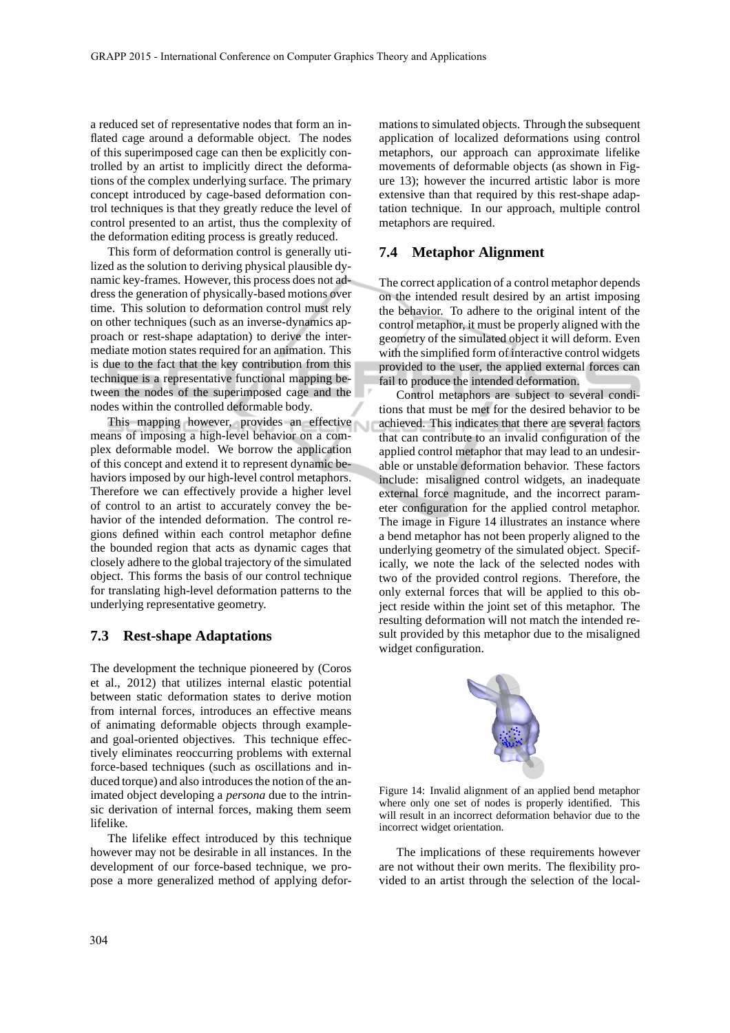a reduced set of representative nodes that form an inflated cage around a deformable object. The nodes of this superimposed cage can then be explicitly controlled by an artist to implicitly direct the deformations of the complex underlying surface. The primary concept introduced by cage-based deformation control techniques is that they greatly reduce the level of control presented to an artist, thus the complexity of the deformation editing process is greatly reduced.

This form of deformation control is generally utilized as the solution to deriving physical plausible dynamic key-frames. However, this process does not address the generation of physically-based motions over time. This solution to deformation control must rely on other techniques (such as an inverse-dynamics approach or rest-shape adaptation) to derive the intermediate motion states required for an animation. This is due to the fact that the key contribution from this technique is a representative functional mapping between the nodes of the superimposed cage and the nodes within the controlled deformable body.

This mapping however, provides an effective means of imposing a high-level behavior on a complex deformable model. We borrow the application of this concept and extend it to represent dynamic behaviors imposed by our high-level control metaphors. Therefore we can effectively provide a higher level of control to an artist to accurately convey the behavior of the intended deformation. The control regions defined within each control metaphor define the bounded region that acts as dynamic cages that closely adhere to the global trajectory of the simulated object. This forms the basis of our control technique for translating high-level deformation patterns to the underlying representative geometry.

## 7.3 Rest-shape Adaptations

The development the technique pioneered by (Coros et al., 2012) that utilizes internal elastic potential between static deformation states to derive motion from internal forces, introduces an effective means of animating deformable objects through example- and goal-oriented objectives. This technique effectively eliminates reoccurring problems with external force-based techniques (such as oscillations and induced torque) and also introduces the notion of the animated object developing a *persona* due to the intrinsic derivation of internal forces, making them seem lifelike.

The lifelike effect introduced by this technique however may not be desirable in all instances. In the development of our force-based technique, we propose a more generalized method of applying deformations to simulated objects. Through the subsequent application of localized deformations using control metaphors, our approach can approximate lifelike movements of deformable objects (as shown in Figure 13); however the incurred artistic labor is more extensive than that required by this rest-shape adaptation technique. In our approach, multiple control metaphors are required.

## 7.4 Metaphor Alignment

The correct application of a control metaphor depends on the intended result desired by an artist imposing the behavior. To adhere to the original intent of the control metaphor, it must be properly aligned with the geometry of the simulated object it will deform. Even with the simplified form of interactive control widgets provided to the user, the applied external forces can fail to produce the intended deformation.

Control metaphors are subject to several conditions that must be met for the desired behavior to be achieved. This indicates that there are several factors that can contribute to an invalid configuration of the applied control metaphor that may lead to an undesirable or unstable deformation behavior. These factors include: misaligned control widgets, an inadequate external force magnitude, and the incorrect parameter configuration for the applied control metaphor. The image in Figure 14 illustrates an instance where a bend metaphor has not been properly aligned to the underlying geometry of the simulated object. Specifically, we note the lack of the selected nodes with two of the provided control regions. Therefore, the only external forces that will be applied to this object reside within the joint set of this metaphor. The resulting deformation will not match the intended result provided by this metaphor due to the misaligned widget configuration.

Figure 14: Invalid alignment of an applied bend metaphor where only one set of nodes is properly identified. This will result in an incorrect deformation behavior due to the incorrect widget orientation.

The implications of these requirements however are not without their own merits. The flexibility provided to an artist through the selection of the local-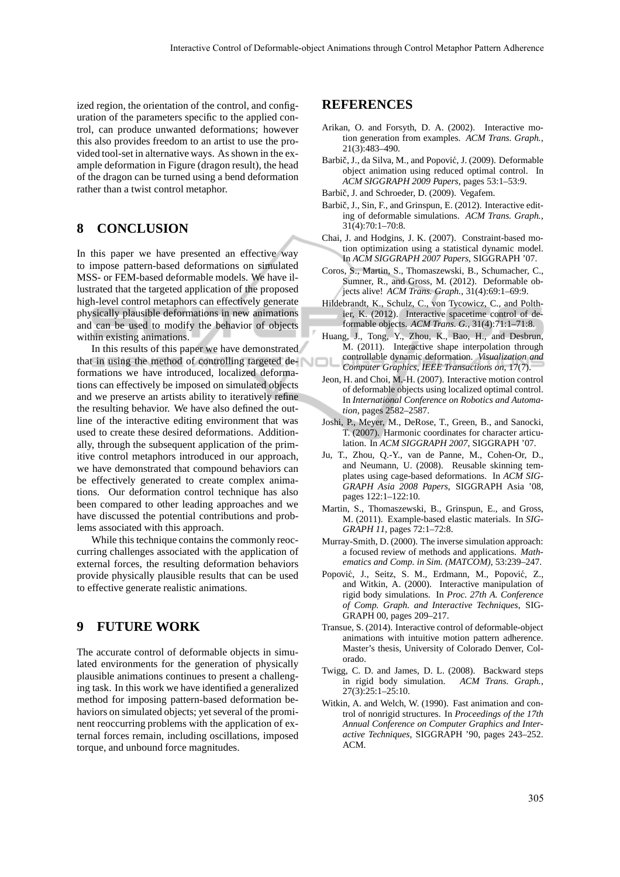ized region, the orientation of the control, and configuration of the parameters specific to the applied control, can produce unwanted deformations; however this also provides freedom to an artist to use the provided tool-set in alternative ways. As shown in the example deformation in Figure (dragon result), the head of the dragon can be turned using a bend deformation rather than a twist control metaphor.

## 8 CONCLUSION

In this paper we have presented an effective way to impose pattern-based deformations on simulated MSS- or FEM-based deformable models. We have illustrated that the targeted application of the proposed high-level control metaphors can effectively generate physically plausible deformations in new animations and can be used to modify the behavior of objects within existing animations.

In this results of this paper we have demonstrated that in using the method of controlling targeted deformations we have introduced, localized deformations can effectively be imposed on simulated objects and we preserve an artists ability to iteratively refine the resulting behavior. We have also defined the outline of the interactive editing environment that was used to create these desired deformations. Additionally, through the subsequent application of the primitive control metaphors introduced in our approach, we have demonstrated that compound behaviors can be effectively generated to create complex animations. Our deformation control technique has also been compared to other leading approaches and we have discussed the potential contributions and problems associated with this approach.

While this technique contains the commonly reoccurring challenges associated with the application of external forces, the resulting deformation behaviors provide physically plausible results that can be used to effective generate realistic animations.

## 9 FUTURE WORK

The accurate control of deformable objects in simulated environments for the generation of physically plausible animations continues to present a challenging task. In this work we have identified a generalized method for imposing pattern-based deformation behaviors on simulated objects; yet several of the prominent reoccurring problems with the application of external forces remain, including oscillations, imposed torque, and unbound force magnitudes.

## REFERENCES

Arikan, O. and Forsyth, D. A. (2002). Interactive motion generation from examples. *ACM Trans. Graph.*, 21(3):483–490.

Barbič, J., da Silva, M., and Popović, J. (2009). Deformable object animation using reduced optimal control. In *ACM SIGGRAPH 2009 Papers*, pages 53:1–53:9.

Barbič, J. and Schroeder, D. (2009). Vegafem.

Barbič, J., Sin, F., and Grinspun, E. (2012). Interactive editing of deformable simulations. *ACM Trans. Graph.*, 31(4):70:1–70:8.

Chai, J. and Hodgins, J. K. (2007). Constraint-based motion optimization using a statistical dynamic model. In *ACM SIGGRAPH 2007 Papers*, SIGGRAPH '07.

Coros, S., Martin, S., Thomaszewski, B., Schumacher, C., Sumner, R., and Gross, M. (2012). Deformable objects alive! *ACM Trans. Graph.*, 31(4):69:1–69:9.

Hildebrandt, K., Schulz, C., von Tycowicz, C., and Polthier, K. (2012). Interactive spacetime control of deformable objects. *ACM Trans. G.*, 31(4):71:1–71:8.

Huang, J., Tong, Y., Zhou, K., Bao, H., and Desbrun, M. (2011). Interactive shape interpolation through controllable dynamic deformation. *Visualization and Computer Graphics, IEEE Transactions on*, 17(7).

Jeon, H. and Choi, M.-H. (2007). Interactive motion control of deformable objects using localized optimal control. In *International Conference on Robotics and Automation*, pages 2582–2587.

Joshi, P., Meyer, M., DeRose, T., Green, B., and Sanocki, T. (2007). Harmonic coordinates for character articulation. In *ACM SIGGRAPH 2007*, SIGGRAPH '07.

Ju, T., Zhou, Q.-Y., van de Panne, M., Cohen-Or, D., and Neumann, U. (2008). Reusable skinning templates using cage-based deformations. In *ACM SIGGRAPH Asia 2008 Papers*, SIGGRAPH Asia '08, pages 122:1–122:10.

Martin, S., Thomaszewski, B., Grinspun, E., and Gross, M. (2011). Example-based elastic materials. In *SIGGRAPH 11*, pages 72:1–72:8.

Murray-Smith, D. (2000). The inverse simulation approach: a focused review of methods and applications. *Mathematics and Comp. in Sim. (MATCOM)*, 53:239–247.

Popović, J., Seitz, S. M., Erdmann, M., Popović, Z., and Witkin, A. (2000). Interactive manipulation of rigid body simulations. In *Proc. 27th A. Conference of Comp. Graph. and Interactive Techniques*, SIGGRAPH 00, pages 209–217.

Transue, S. (2014). Interactive control of deformable-object animations with intuitive motion pattern adherence. Master's thesis, University of Colorado Denver, Colorado.

Twigg, C. D. and James, D. L. (2008). Backward steps in rigid body simulation. *ACM Trans. Graph.*, 27(3):25:1–25:10.

Witkin, A. and Welch, W. (1990). Fast animation and control of nonrigid structures. In *Proceedings of the 17th Annual Conference on Computer Graphics and Interactive Techniques*, SIGGRAPH '90, pages 243–252. ACM.